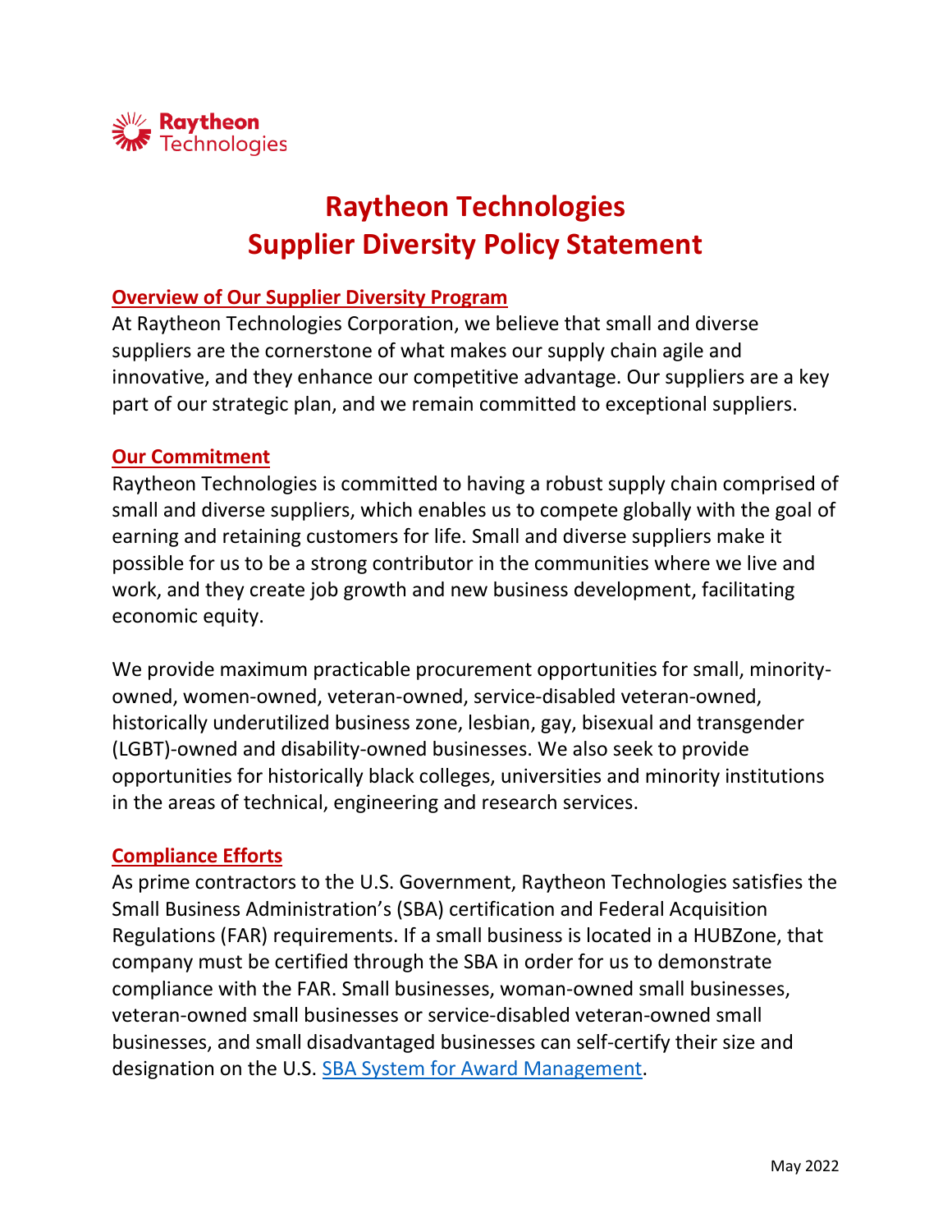# Raytheon Technologies Supplier Diversity Policy Statement

## Overview of Our Supplier Diversity Program

At Raytheon Technologies Corporation, we believe that small and diverse suppliers are the cornerstone of what makes our supply chain agile and innovative, and they enhance our competitive advantage. Our suppliers are a key part of our strategic plan, and we remain committed to exceptional suppliers.

## Our Commitment

Raytheon Technologies is committed to having a robust supply chain comprised of small and diverse suppliers, which enables us to compete globally with the goal of earning and retaining customers for life. Small and diverse suppliers make it possible for us to be a strong contributor in the communities where we live and work, and they create job growth and new business development, facilitating economic equity.

We provide maximum practicable procurement opportunities for small, minority-owned, women-owned, veteran-owned, service-disabled veteran-owned, historically underutilized business zone, lesbian, gay, bisexual and transgender (LGBT)-owned and disability-owned businesses. We also seek to provide opportunities for historically black colleges, universities and minority institutions in the areas of technical, engineering and research services.

## Compliance Efforts

As prime contractors to the U.S. Government, Raytheon Technologies satisfies the Small Business Administration's (SBA) certification and Federal Acquisition Regulations (FAR) requirements. If a small business is located in a HUBZone, that company must be certified through the SBA in order for us to demonstrate compliance with the FAR. Small businesses, woman-owned small businesses, veteran-owned small businesses or service-disabled veteran-owned small businesses, and small disadvantaged businesses can self-certify their size and designation on the U.S. SBA System for Award Management.

May 2022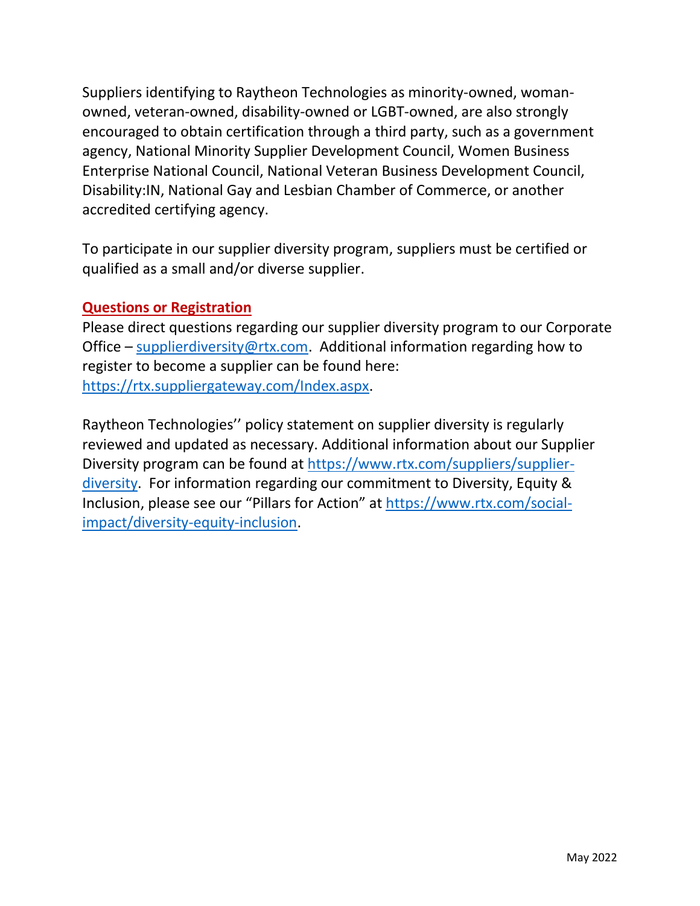Suppliers identifying to Raytheon Technologies as minority-owned, woman-owned, veteran-owned, disability-owned or LGBT-owned, are also strongly encouraged to obtain certification through a third party, such as a government agency, National Minority Supplier Development Council, Women Business Enterprise National Council, National Veteran Business Development Council, Disability:IN, National Gay and Lesbian Chamber of Commerce, or another accredited certifying agency.

To participate in our supplier diversity program, suppliers must be certified or qualified as a small and/or diverse supplier.

## Questions or Registration

Please direct questions regarding our supplier diversity program to our Corporate Office – supplierdiversity@rtx.com. Additional information regarding how to register to become a supplier can be found here: https://rtx.suppliergateway.com/Index.aspx.

Raytheon Technologies'' policy statement on supplier diversity is regularly reviewed and updated as necessary. Additional information about our Supplier Diversity program can be found at https://www.rtx.com/suppliers/supplier-diversity. For information regarding our commitment to Diversity, Equity & Inclusion, please see our "Pillars for Action" at https://www.rtx.com/social-impact/diversity-equity-inclusion.

May 2022